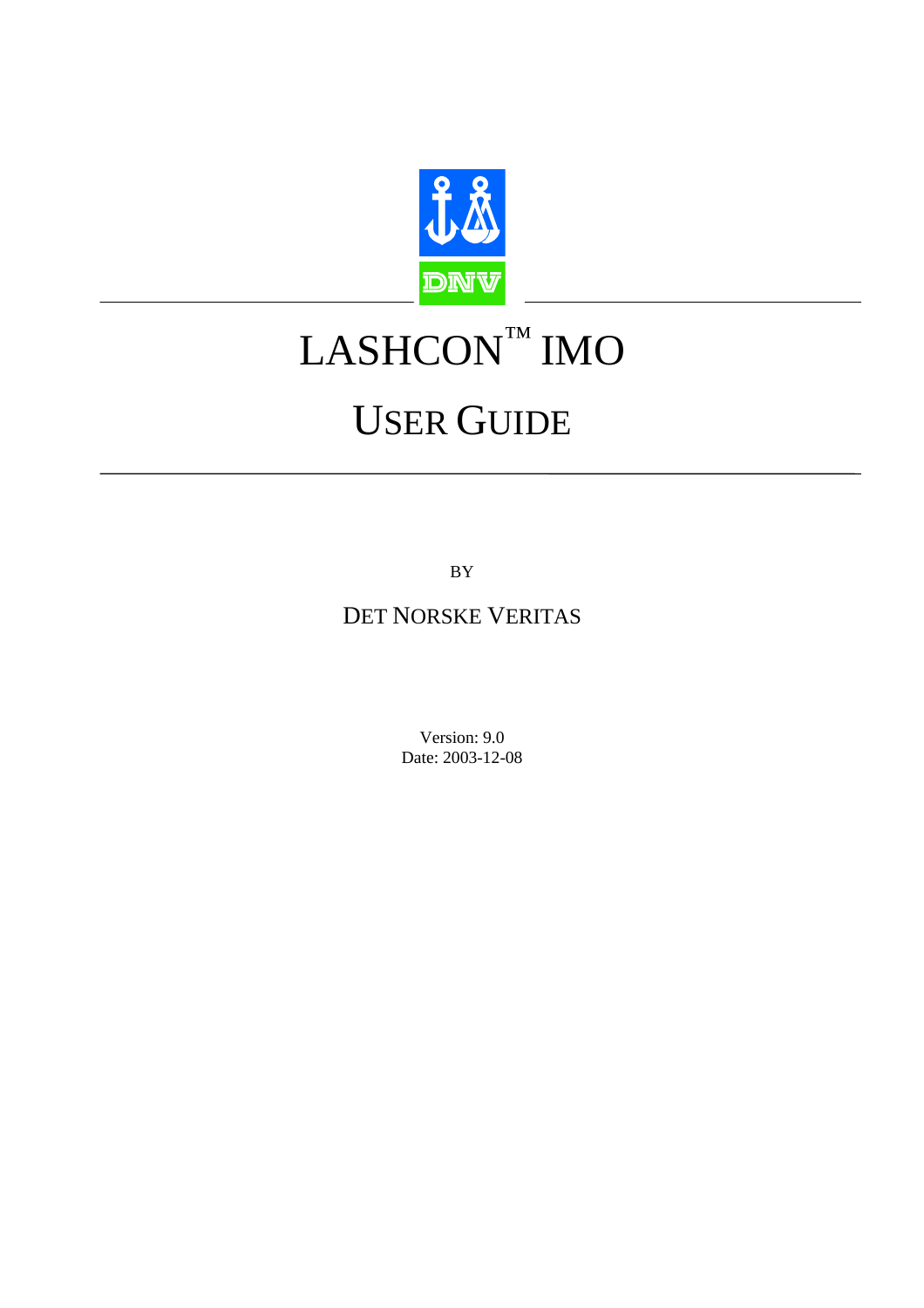# LASHCON™ IMO

## USER GUIDE

BY

DET NORSKE VERITAS

Version: 9.0
Date: 2003-12-08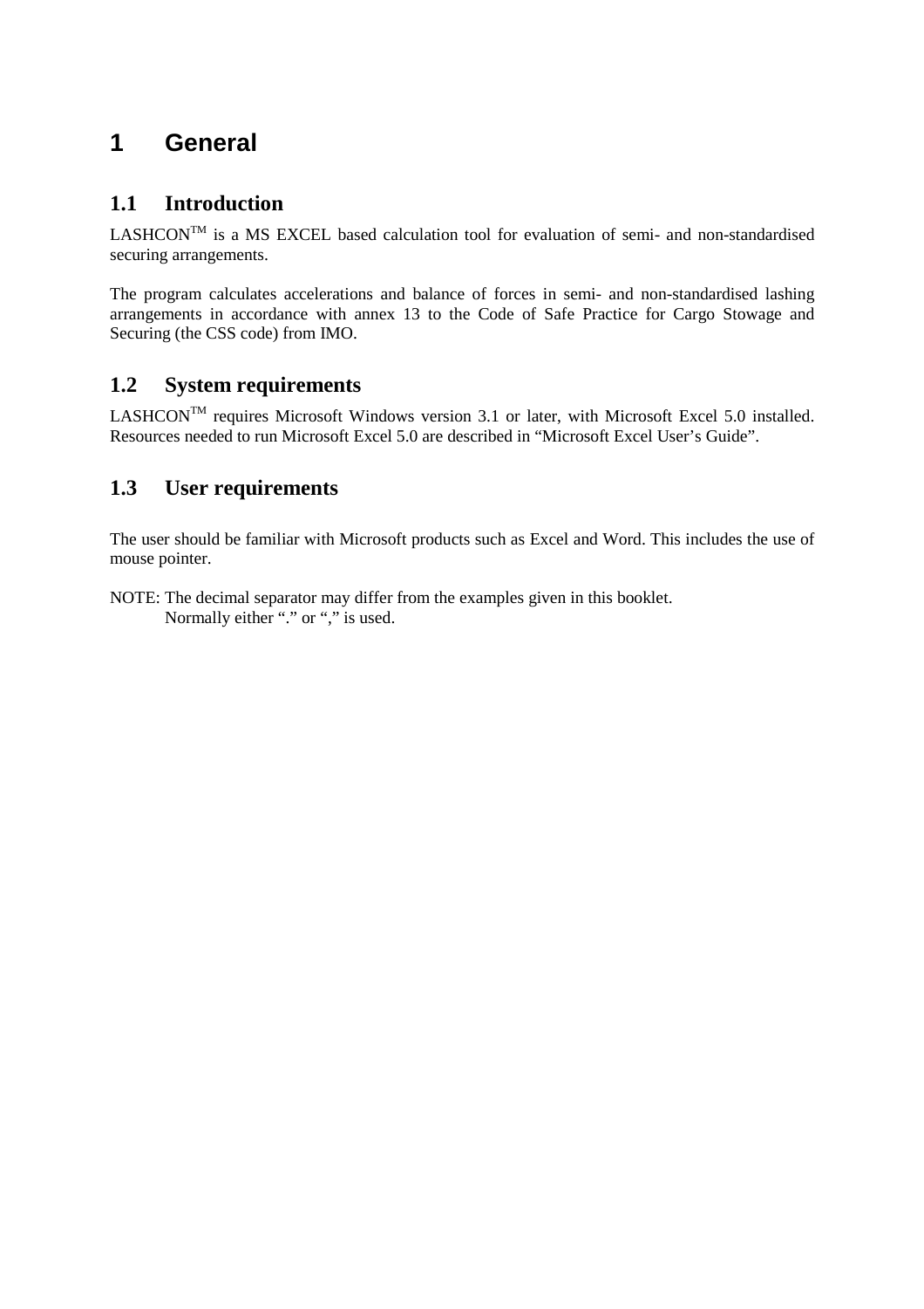# 1 General

## 1.1 Introduction

LASHCON™ is a MS EXCEL based calculation tool for evaluation of semi- and non-standardised securing arrangements.

The program calculates accelerations and balance of forces in semi- and non-standardised lashing arrangements in accordance with annex 13 to the Code of Safe Practice for Cargo Stowage and Securing (the CSS code) from IMO.

## 1.2 System requirements

LASHCON™ requires Microsoft Windows version 3.1 or later, with Microsoft Excel 5.0 installed. Resources needed to run Microsoft Excel 5.0 are described in "Microsoft Excel User's Guide".

## 1.3 User requirements

The user should be familiar with Microsoft products such as Excel and Word. This includes the use of mouse pointer.

NOTE: The decimal separator may differ from the examples given in this booklet.
Normally either "." or "," is used.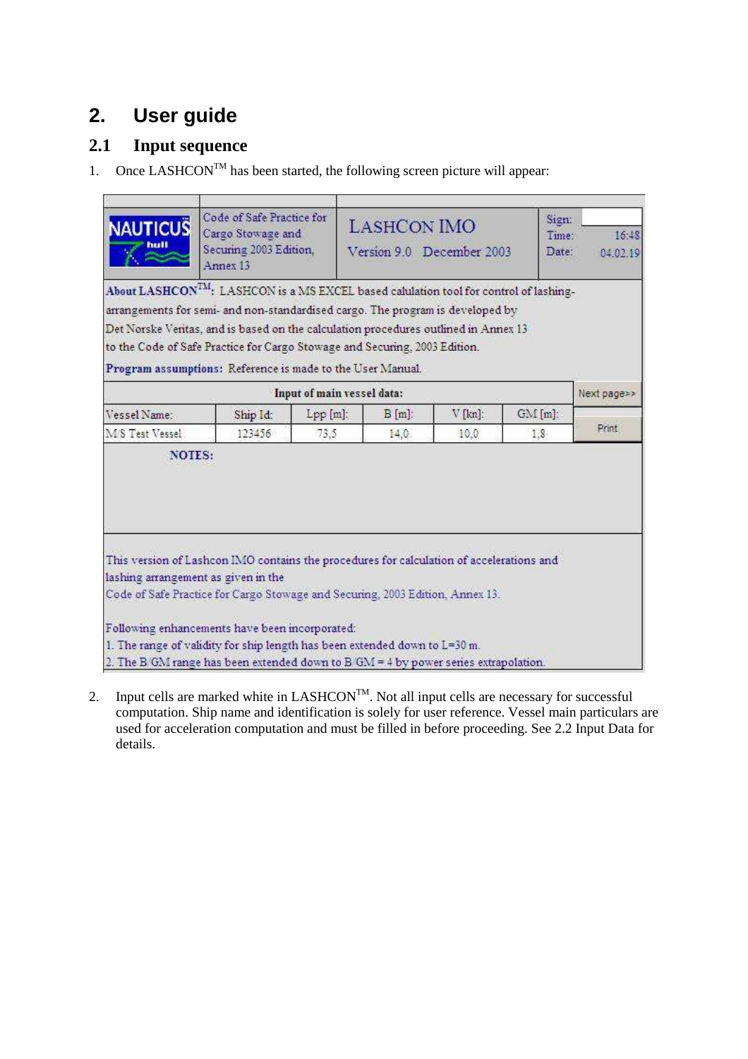## 2. User guide

### 2.1 Input sequence

1. Once LASHCON™ has been started, the following screen picture will appear:

| NAUTICUS hull | Code of Safe Practice for Cargo Stowage and Securing 2003 Edition, Annex 13 | LASHCON IMO Version 9.0 December 2003 | Sign: / Time: / Date: | / 16:48 / 04.02.19 |
|---|---|---|---|---|

**About LASHCON™:** LASHCON is a MS EXCEL based calulation tool for control of lashing-arrangements for semi- and non-standardised cargo. The program is developed by Det Norske Veritas, and is based on the calculation procedures outlined in Annex 13 to the Code of Safe Practice for Cargo Stowage and Securing, 2003 Edition.

**Program assumptions:** Reference is made to the User Manual.

| Input of main vessel data: | | | | | | Next page>> |
|---|---|---|---|---|---|---|
| Vessel Name: | Ship Id: | Lpp [m]: | B [m]: | V [kn]: | GM [m]: | Print |
| M/S Test Vessel | 123456 | 73,5 | 14,0 | 10,0 | 1,8 | |

**NOTES:**

This version of Lashcon IMO contains the procedures for calculation of accelerations and lashing arrangement as given in the Code of Safe Practice for Cargo Stowage and Securing, 2003 Edition, Annex 13.

Following enhancements have been incorporated:
1. The range of validity for ship length has been extended down to L=30 m.
2. The B/GM range has been extended down to B/GM = 4 by power series extrapolation.

2. Input cells are marked white in LASHCON™. Not all input cells are necessary for successful computation. Ship name and identification is solely for user reference. Vessel main particulars are used for acceleration computation and must be filled in before proceeding. See 2.2 Input Data for details.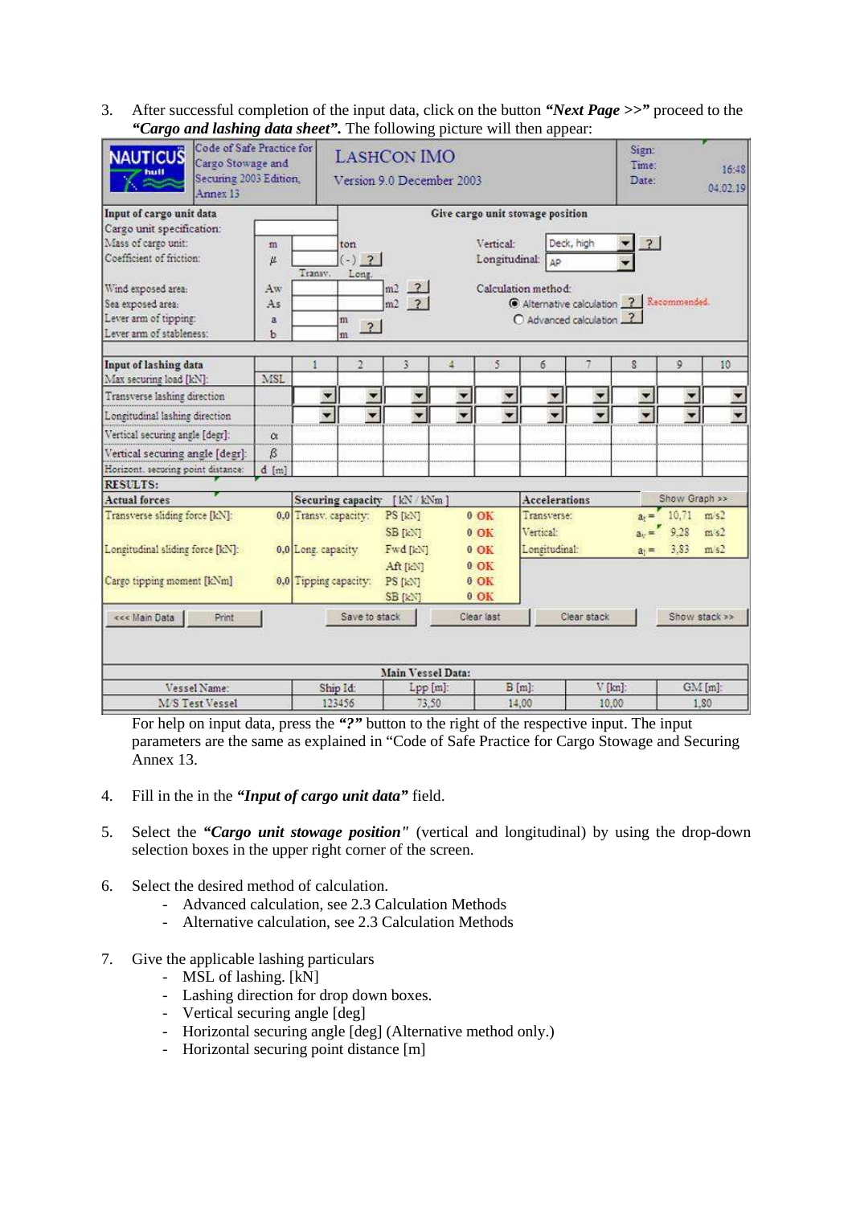3. After successful completion of the input data, click on the button ***"Next Page >>"*** proceed to the ***"Cargo and lashing data sheet".*** The following picture will then appear:

| NAUTICUS hull | Code of Safe Practice for Cargo Stowage and Securing 2003 Edition, Annex 13 | LASHCON IMO Version 9.0 December 2003 | Sign: | |
|---|---|---|---|---|
| | | | Time: | 16:48 |
| | | | Date: | 04.02.19 |

**Input of cargo unit data** / **Give cargo unit stowage position**

| | | | | | |
|---|---|---|---|---|---|
| Cargo unit specification: | | | | | |
| Mass of cargo unit: | m | | ton | Vertical: | Deck, high ? |
| Coefficient of friction: | μ | | (-) ? | Longitudinal: | AP |
| | | Transv. | Long. | | |
| Wind exposed area: | Aw | | | m2 ? | Calculation method: |
| Sea exposed area: | As | | | m2 ? | ◉ Alternative calculation ? Recommended. |
| Lever arm of tipping: | a | | m ? | | ○ Advanced calculation ? |
| Lever arm of stableness: | b | | m | | |

| Input of lashing data | | 1 | 2 | 3 | 4 | 5 | 6 | 7 | 8 | 9 | 10 |
|---|---|---|---|---|---|---|---|---|---|---|---|
| Max securing load [kN]: | MSL | | | | | | | | | | |
| Transverse lashing direction | | | | | | | | | | | |
| Longitudinal lashing direction | | | | | | | | | | | |
| Vertical securing angle [degr]: | α | | | | | | | | | | |
| Vertical securing angle [degr]: | β | | | | | | | | | | |
| Horizont. securing point distance: | d [m] | | | | | | | | | | |

**RESULTS:**

| Actual forces | | Securing capacity [kN / kNm] | | | Accelerations | | | |
|---|---|---|---|---|---|---|---|---|
| Transverse sliding force [kN]: | 0,0 | Transv. capacity: | PS [kN] | 0 OK | Transverse: | $a_t$ = | 10,71 | m/s2 |
| | | | SB [kN] | 0 OK | Vertical: | $a_v$ = | 9,28 | m/s2 |
| Longitudinal sliding force [kN]: | 0,0 | Long. capacity | Fwd [kN] | 0 OK | Longitudinal: | $a_l$ = | 3,83 | m/s2 |
| | | | Aft [kN] | 0 OK | | | | |
| Cargo tipping moment [kNm] | 0,0 | Tipping capacity: | PS [kN] | 0 OK | | | | |
| | | | SB [kN] | 0 OK | | | | |

<<< Main Data | Print | Save to stack | Clear last | Clear stack | Show stack >> | Show Graph >>

| Main Vessel Data: | | | | | |
|---|---|---|---|---|---|
| Vessel Name: | Ship Id: | Lpp [m]: | B [m]: | V [kn]: | GM [m]: |
| M/S Test Vessel | 123456 | 73,50 | 14,00 | 10,00 | 1,80 |

For help on input data, press the **"?"** button to the right of the respective input. The input parameters are the same as explained in "Code of Safe Practice for Cargo Stowage and Securing Annex 13.

4. Fill in the in the ***"Input of cargo unit data"*** field.

5. Select the ***"Cargo unit stowage position"*** (vertical and longitudinal) by using the drop-down selection boxes in the upper right corner of the screen.

6. Select the desired method of calculation.
   - Advanced calculation, see 2.3 Calculation Methods
   - Alternative calculation, see 2.3 Calculation Methods

7. Give the applicable lashing particulars
   - MSL of lashing. [kN]
   - Lashing direction for drop down boxes.
   - Vertical securing angle [deg]
   - Horizontal securing angle [deg] (Alternative method only.)
   - Horizontal securing point distance [m]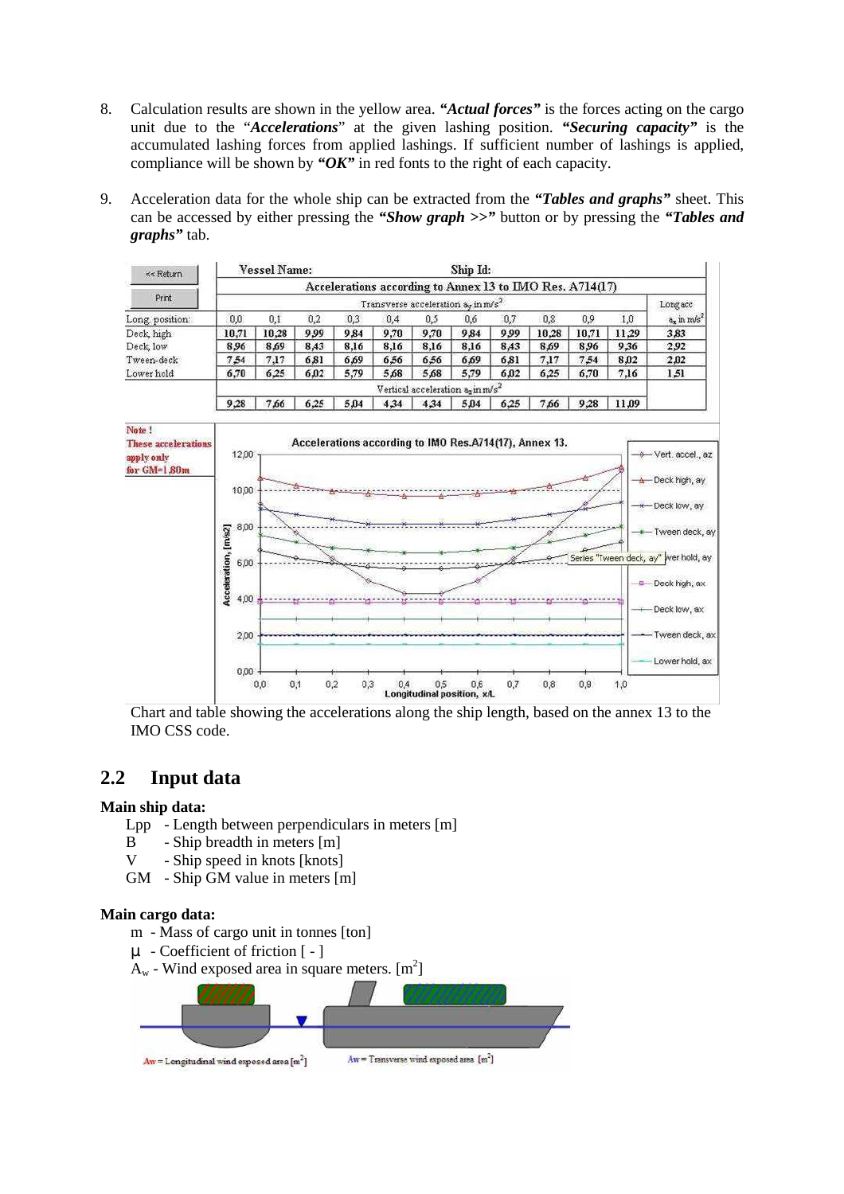8. Calculation results are shown in the yellow area. ***"Actual forces"*** is the forces acting on the cargo unit due to the "***Accelerations***" at the given lashing position. ***"Securing capacity"*** is the accumulated lashing forces from applied lashings. If sufficient number of lashings is applied, compliance will be shown by ***"OK"*** in red fonts to the right of each capacity.

9. Acceleration data for the whole ship can be extracted from the ***"Tables and graphs"*** sheet. This can be accessed by either pressing the ***"Show graph >>"*** button or by pressing the ***"Tables and graphs"*** tab.

| Vessel Name: | | | | | | Ship Id: | | | | | | |
|---|---|---|---|---|---|---|---|---|---|---|---|---|
| | Accelerations according to Annex 13 to IMO Res. A714(17) | | | | | | | | | | | |
| | Transverse acceleration $a_y$ in m/s² | | | | | | | | | | | Long acc $a_x$ in m/s² |
| Long. position: | 0,0 | 0,1 | 0,2 | 0,3 | 0,4 | 0,5 | 0,6 | 0,7 | 0,8 | 0,9 | 1,0 | |
| Deck, high | 10,71 | 10,28 | 9,99 | 9,84 | 9,70 | 9,70 | 9,84 | 9,99 | 10,28 | 10,71 | 11,29 | 3,83 |
| Deck, low | 8,96 | 8,69 | 8,43 | 8,16 | 8,16 | 8,16 | 8,16 | 8,43 | 8,69 | 8,96 | 9,36 | 2,92 |
| Tween-deck | 7,54 | 7,17 | 6,81 | 6,69 | 6,56 | 6,56 | 6,69 | 6,81 | 7,17 | 7,54 | 8,02 | 2,02 |
| Lower hold | 6,70 | 6,25 | 6,02 | 5,79 | 5,68 | 5,68 | 5,79 | 6,02 | 6,25 | 6,70 | 7,16 | 1,51 |
| | Vertical acceleration $a_z$ in m/s² | | | | | | | | | | | |
| | 9,28 | 7,66 | 6,25 | 5,04 | 4,34 | 4,34 | 5,04 | 6,25 | 7,66 | 9,28 | 11,09 | |

Note ! These accelerations apply only for GM=1,80m

Chart and table showing the accelerations along the ship length, based on the annex 13 to the IMO CSS code.

## 2.2 Input data

**Main ship data:**

- Lpp - Length between perpendiculars in meters [m]
- B - Ship breadth in meters [m]
- V - Ship speed in knots [knots]
- GM - Ship GM value in meters [m]

**Main cargo data:**

- m - Mass of cargo unit in tonnes [ton]
- μ - Coefficient of friction [ - ]
- $A_w$ - Wind exposed area in square meters. [m²]

Aw = Longitudinal wind exposed area [m²] Aw = Transverse wind exposed area [m²]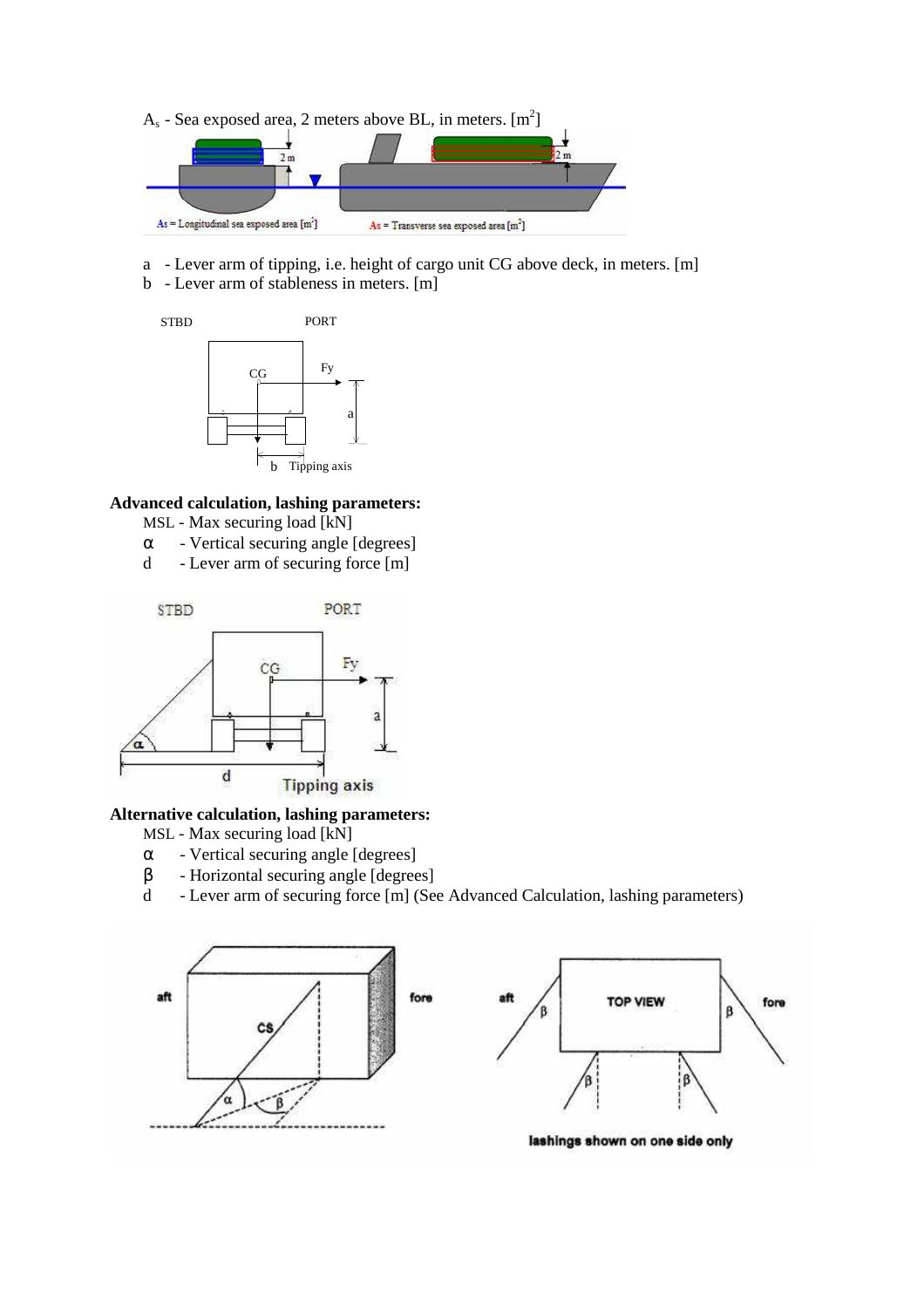$A_s$ - Sea exposed area, 2 meters above BL, in meters. [$m^2$]

- a - Lever arm of tipping, i.e. height of cargo unit CG above deck, in meters. [m]
- b - Lever arm of stableness in meters. [m]

**Advanced calculation, lashing parameters:**

- MSL - Max securing load [kN]
- $\alpha$ - Vertical securing angle [degrees]
- d - Lever arm of securing force [m]

**Alternative calculation, lashing parameters:**

- MSL - Max securing load [kN]
- $\alpha$ - Vertical securing angle [degrees]
- $\beta$ - Horizontal securing angle [degrees]
- d - Lever arm of securing force [m] (See Advanced Calculation, lashing parameters)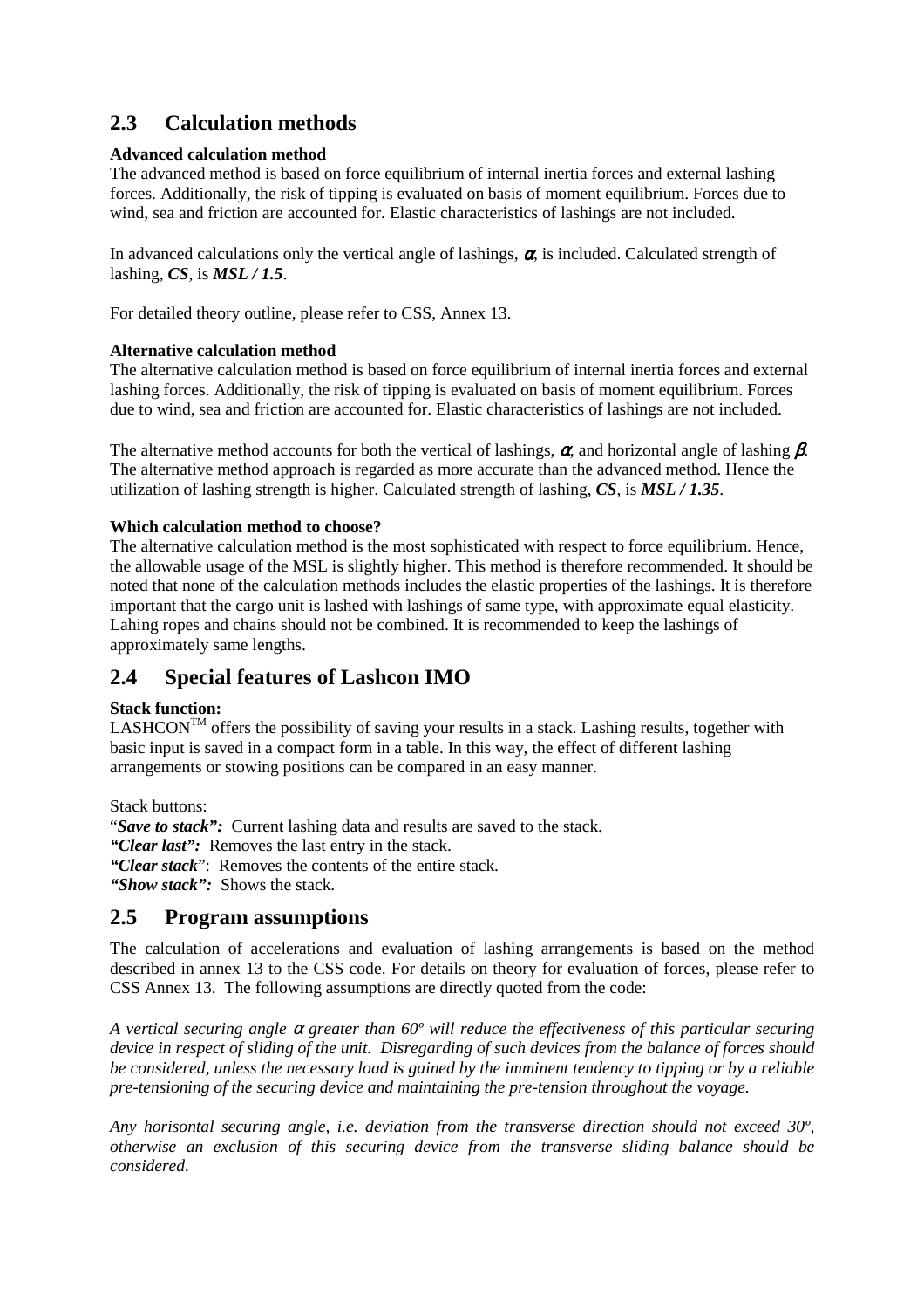## 2.3 Calculation methods

**Advanced calculation method**

The advanced method is based on force equilibrium of internal inertia forces and external lashing forces. Additionally, the risk of tipping is evaluated on basis of moment equilibrium. Forces due to wind, sea and friction are accounted for. Elastic characteristics of lashings are not included.

In advanced calculations only the vertical angle of lashings, $\alpha$, is included. Calculated strength of lashing, ***CS***, is ***MSL / 1.5***.

For detailed theory outline, please refer to CSS, Annex 13.

**Alternative calculation method**

The alternative calculation method is based on force equilibrium of internal inertia forces and external lashing forces. Additionally, the risk of tipping is evaluated on basis of moment equilibrium. Forces due to wind, sea and friction are accounted for. Elastic characteristics of lashings are not included.

The alternative method accounts for both the vertical of lashings, $\alpha$, and horizontal angle of lashing $\beta$. The alternative method approach is regarded as more accurate than the advanced method. Hence the utilization of lashing strength is higher. Calculated strength of lashing, ***CS***, is ***MSL / 1.35***.

**Which calculation method to choose?**

The alternative calculation method is the most sophisticated with respect to force equilibrium. Hence, the allowable usage of the MSL is slightly higher. This method is therefore recommended. It should be noted that none of the calculation methods includes the elastic properties of the lashings. It is therefore important that the cargo unit is lashed with lashings of same type, with approximate equal elasticity. Lahing ropes and chains should not be combined. It is recommended to keep the lashings of approximately same lengths.

## 2.4 Special features of Lashcon IMO

**Stack function:**

LASHCON™ offers the possibility of saving your results in a stack. Lashing results, together with basic input is saved in a compact form in a table. In this way, the effect of different lashing arrangements or stowing positions can be compared in an easy manner.

Stack buttons:

"***Save to stack":*** Current lashing data and results are saved to the stack.
***"Clear last":*** Removes the last entry in the stack.
***"Clear stack***": Removes the contents of the entire stack.
***"Show stack":*** Shows the stack.

## 2.5 Program assumptions

The calculation of accelerations and evaluation of lashing arrangements is based on the method described in annex 13 to the CSS code. For details on theory for evaluation of forces, please refer to CSS Annex 13. The following assumptions are directly quoted from the code:

*A vertical securing angle $\alpha$ greater than 60º will reduce the effectiveness of this particular securing device in respect of sliding of the unit. Disregarding of such devices from the balance of forces should be considered, unless the necessary load is gained by the imminent tendency to tipping or by a reliable pre-tensioning of the securing device and maintaining the pre-tension throughout the voyage.*

*Any horisontal securing angle, i.e. deviation from the transverse direction should not exceed 30º, otherwise an exclusion of this securing device from the transverse sliding balance should be considered.*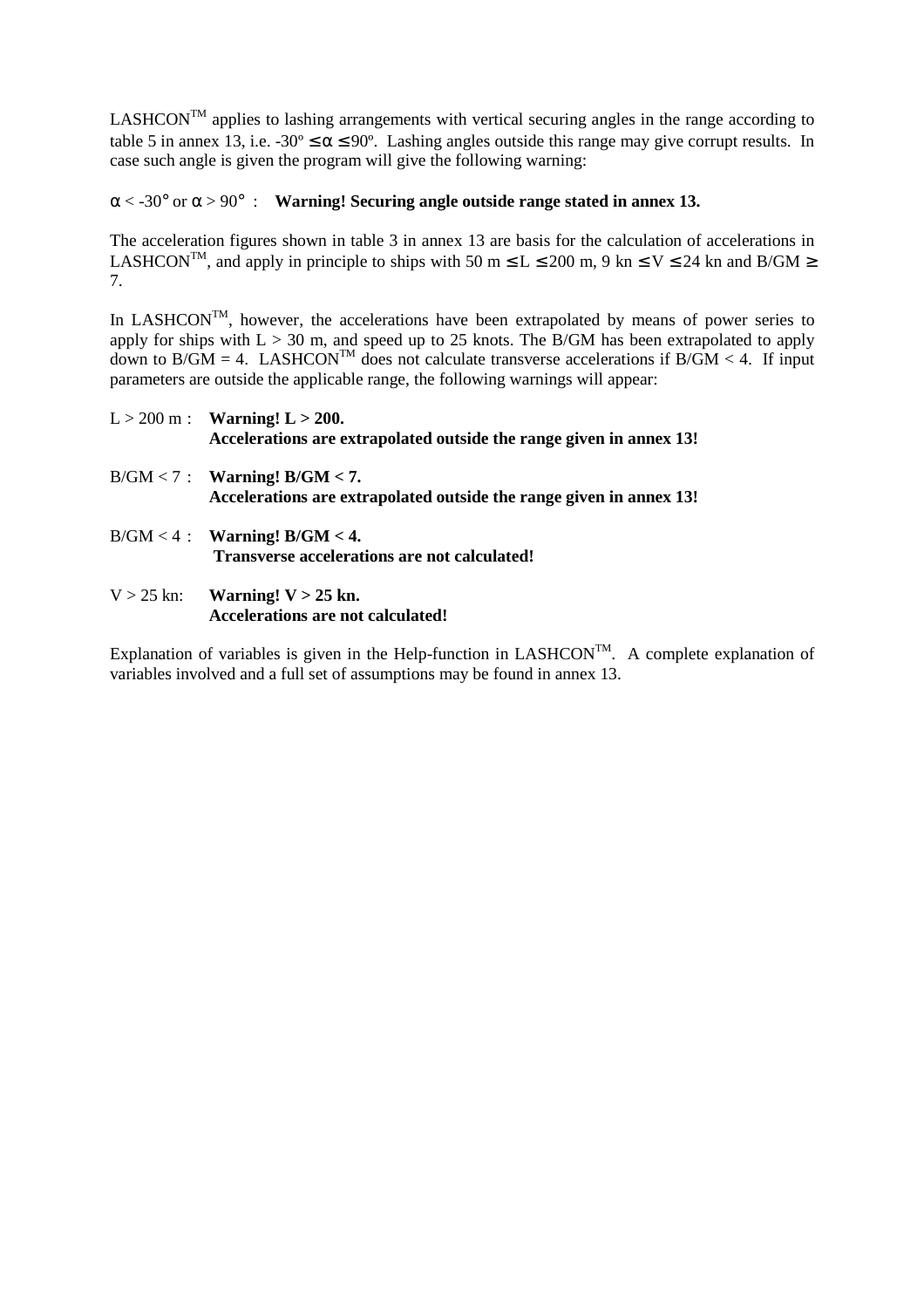LASHCON™ applies to lashing arrangements with vertical securing angles in the range according to table 5 in annex 13, i.e. $-30° \le \alpha \le 90°$. Lashing angles outside this range may give corrupt results. In case such angle is given the program will give the following warning:

$\alpha < -30°$ or $\alpha > 90°$ : **Warning! Securing angle outside range stated in annex 13.**

The acceleration figures shown in table 3 in annex 13 are basis for the calculation of accelerations in LASHCON™, and apply in principle to ships with $50 \text{ m} \le L \le 200 \text{ m}$, $9 \text{ kn} \le V \le 24 \text{ kn}$ and $B/GM \ge 7$.

In LASHCON™, however, the accelerations have been extrapolated by means of power series to apply for ships with $L > 30$ m, and speed up to 25 knots. The B/GM has been extrapolated to apply down to $B/GM = 4$. LASHCON™ does not calculate transverse accelerations if $B/GM < 4$. If input parameters are outside the applicable range, the following warnings will appear:

$L > 200$ m : **Warning! L > 200.**
**Accelerations are extrapolated outside the range given in annex 13!**

$B/GM < 7$ : **Warning! B/GM < 7.**
**Accelerations are extrapolated outside the range given in annex 13!**

$B/GM < 4$ : **Warning! B/GM < 4.**
**Transverse accelerations are not calculated!**

$V > 25$ kn: **Warning! V > 25 kn.**
**Accelerations are not calculated!**

Explanation of variables is given in the Help-function in LASHCON™. A complete explanation of variables involved and a full set of assumptions may be found in annex 13.